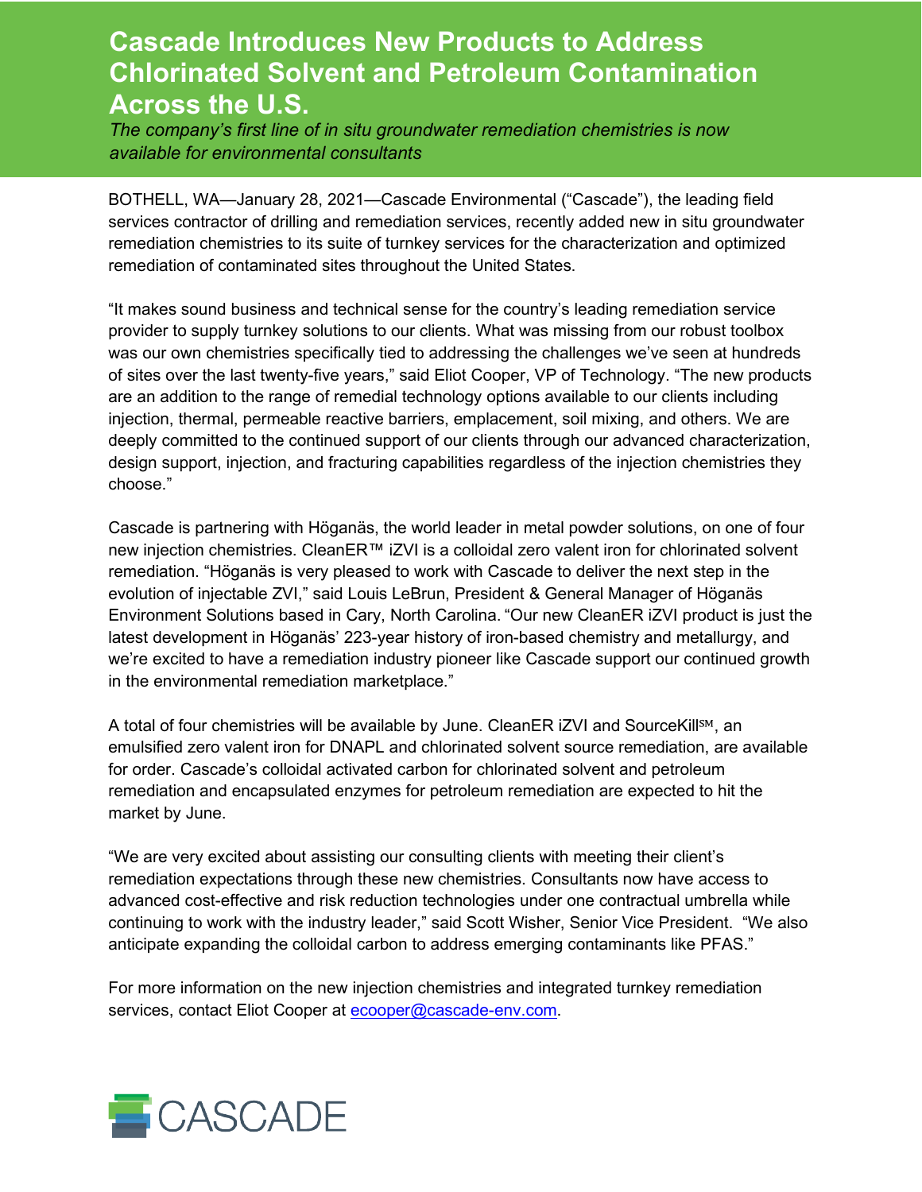# Cascade Introduces New Products to Address Chlorinated Solvent and Petroleum Contamination Across the U.S.

*The company's first line of in situ groundwater remediation chemistries is now available for environmental consultants*

BOTHELL, WA—January 28, 2021—Cascade Environmental ("Cascade"), the leading field services contractor of drilling and remediation services, recently added new in situ groundwater remediation chemistries to its suite of turnkey services for the characterization and optimized remediation of contaminated sites throughout the United States.

"It makes sound business and technical sense for the country's leading remediation service provider to supply turnkey solutions to our clients. What was missing from our robust toolbox was our own chemistries specifically tied to addressing the challenges we've seen at hundreds of sites over the last twenty-five years," said Eliot Cooper, VP of Technology. "The new products are an addition to the range of remedial technology options available to our clients including injection, thermal, permeable reactive barriers, emplacement, soil mixing, and others. We are deeply committed to the continued support of our clients through our advanced characterization, design support, injection, and fracturing capabilities regardless of the injection chemistries they choose."

Cascade is partnering with Höganäs, the world leader in metal powder solutions, on one of four new injection chemistries. CleanER™ iZVI is a colloidal zero valent iron for chlorinated solvent remediation. "Höganäs is very pleased to work with Cascade to deliver the next step in the evolution of injectable ZVI," said Louis LeBrun, President & General Manager of Höganäs Environment Solutions based in Cary, North Carolina. "Our new CleanER iZVI product is just the latest development in Höganäs' 223-year history of iron-based chemistry and metallurgy, and we're excited to have a remediation industry pioneer like Cascade support our continued growth in the environmental remediation marketplace."

A total of four chemistries will be available by June. CleanER iZVI and SourceKill℠, an emulsified zero valent iron for DNAPL and chlorinated solvent source remediation, are available for order. Cascade's colloidal activated carbon for chlorinated solvent and petroleum remediation and encapsulated enzymes for petroleum remediation are expected to hit the market by June.

"We are very excited about assisting our consulting clients with meeting their client's remediation expectations through these new chemistries. Consultants now have access to advanced cost-effective and risk reduction technologies under one contractual umbrella while continuing to work with the industry leader," said Scott Wisher, Senior Vice President. "We also anticipate expanding the colloidal carbon to address emerging contaminants like PFAS."

For more information on the new injection chemistries and integrated turnkey remediation services, contact Eliot Cooper at ecooper@cascade-env.com.

CASCADE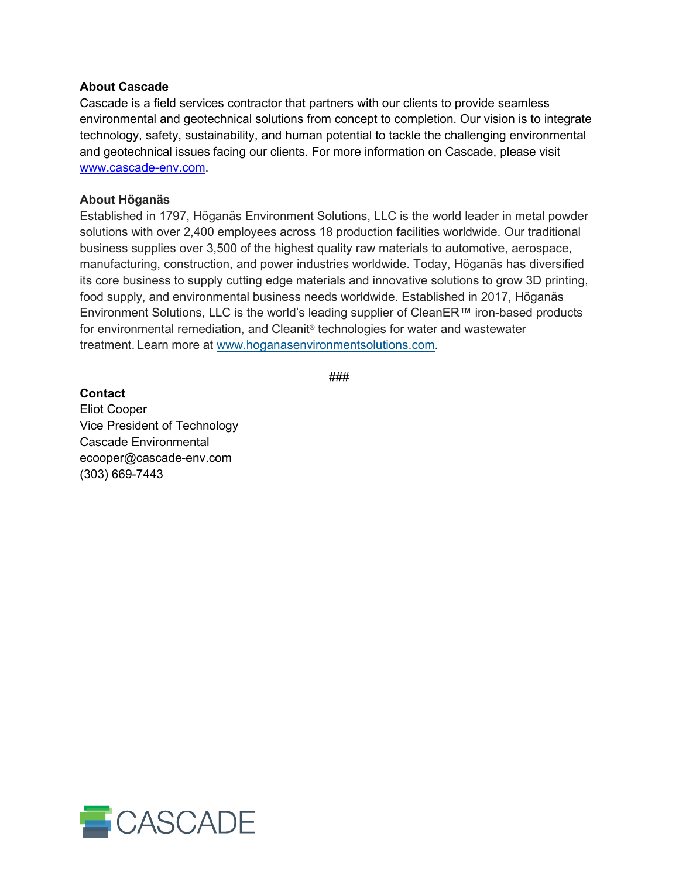**About Cascade**

Cascade is a field services contractor that partners with our clients to provide seamless environmental and geotechnical solutions from concept to completion. Our vision is to integrate technology, safety, sustainability, and human potential to tackle the challenging environmental and geotechnical issues facing our clients. For more information on Cascade, please visit www.cascade-env.com.

**About Höganäs**

Established in 1797, Höganäs Environment Solutions, LLC is the world leader in metal powder solutions with over 2,400 employees across 18 production facilities worldwide. Our traditional business supplies over 3,500 of the highest quality raw materials to automotive, aerospace, manufacturing, construction, and power industries worldwide. Today, Höganäs has diversified its core business to supply cutting edge materials and innovative solutions to grow 3D printing, food supply, and environmental business needs worldwide. Established in 2017, Höganäs Environment Solutions, LLC is the world's leading supplier of CleanER™ iron-based products for environmental remediation, and Cleanit® technologies for water and wastewater treatment. Learn more at www.hoganasenvironmentsolutions.com.

###

**Contact**

Eliot Cooper
Vice President of Technology
Cascade Environmental
ecooper@cascade-env.com
(303) 669-7443

CASCADE